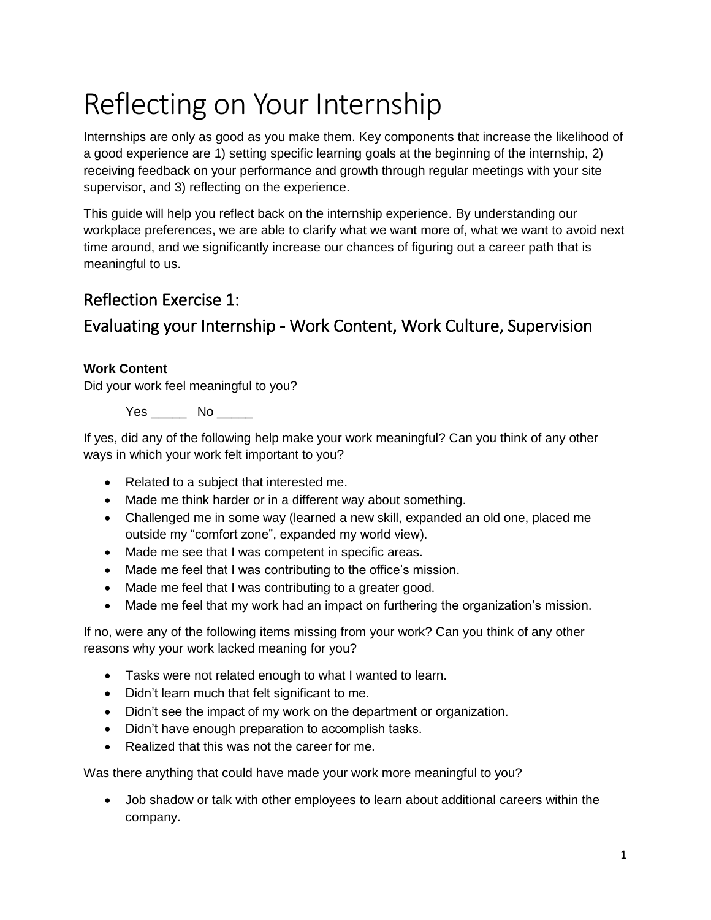# Reflecting on Your Internship

Internships are only as good as you make them. Key components that increase the likelihood of a good experience are 1) setting specific learning goals at the beginning of the internship, 2) receiving feedback on your performance and growth through regular meetings with your site supervisor, and 3) reflecting on the experience.

This guide will help you reflect back on the internship experience. By understanding our workplace preferences, we are able to clarify what we want more of, what we want to avoid next time around, and we significantly increase our chances of figuring out a career path that is meaningful to us.

## Reflection Exercise 1:

## Evaluating your Internship - Work Content, Work Culture, Supervision

**Work Content**

Did your work feel meaningful to you?

Yes _____ No _____

If yes, did any of the following help make your work meaningful? Can you think of any other ways in which your work felt important to you?

- Related to a subject that interested me.
- Made me think harder or in a different way about something.
- Challenged me in some way (learned a new skill, expanded an old one, placed me outside my "comfort zone", expanded my world view).
- Made me see that I was competent in specific areas.
- Made me feel that I was contributing to the office's mission.
- Made me feel that I was contributing to a greater good.
- Made me feel that my work had an impact on furthering the organization's mission.

If no, were any of the following items missing from your work? Can you think of any other reasons why your work lacked meaning for you?

- Tasks were not related enough to what I wanted to learn.
- Didn't learn much that felt significant to me.
- Didn't see the impact of my work on the department or organization.
- Didn't have enough preparation to accomplish tasks.
- Realized that this was not the career for me.

Was there anything that could have made your work more meaningful to you?

- Job shadow or talk with other employees to learn about additional careers within the company.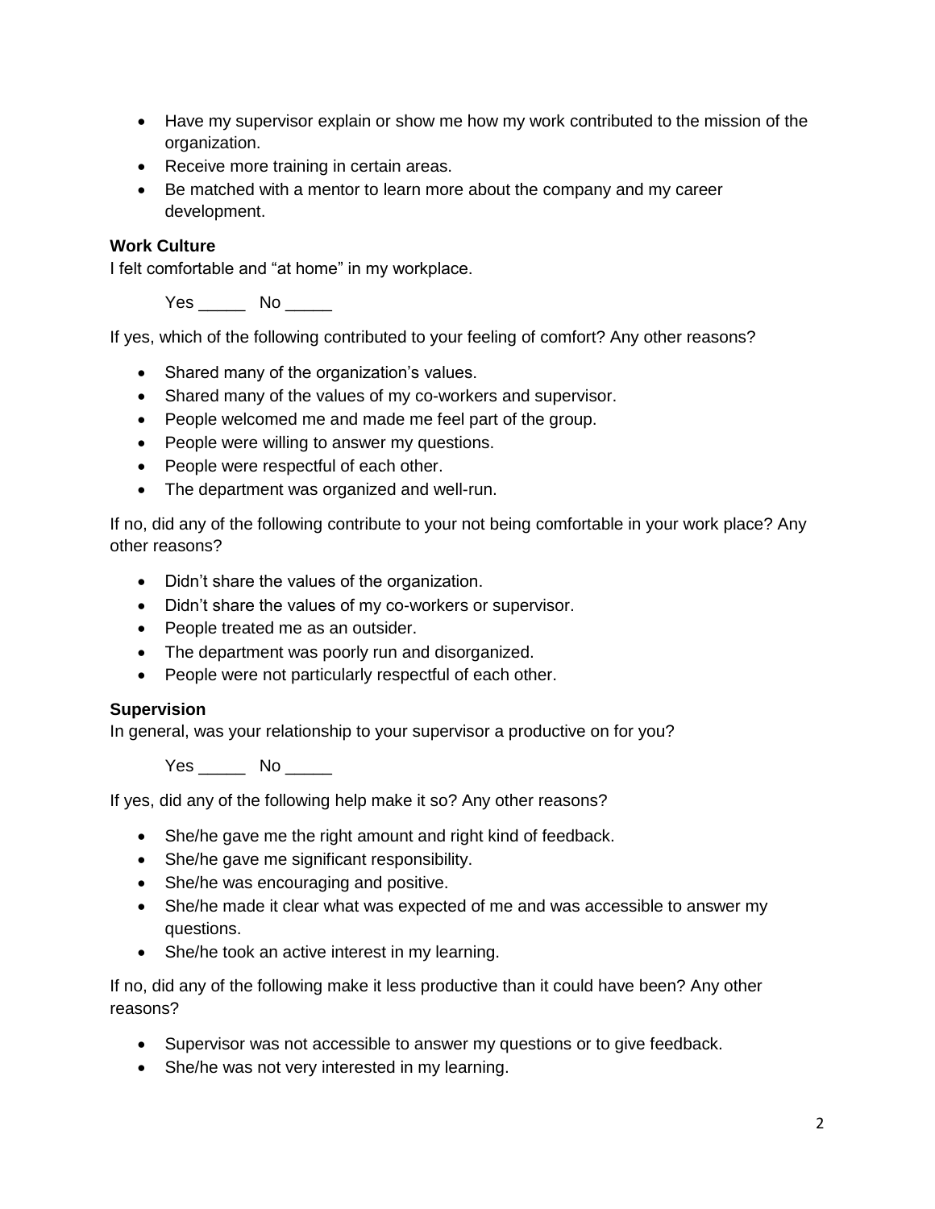- Have my supervisor explain or show me how my work contributed to the mission of the organization.
- Receive more training in certain areas.
- Be matched with a mentor to learn more about the company and my career development.

**Work Culture**
I felt comfortable and "at home" in my workplace.

Yes _____ No _____

If yes, which of the following contributed to your feeling of comfort? Any other reasons?

- Shared many of the organization's values.
- Shared many of the values of my co-workers and supervisor.
- People welcomed me and made me feel part of the group.
- People were willing to answer my questions.
- People were respectful of each other.
- The department was organized and well-run.

If no, did any of the following contribute to your not being comfortable in your work place? Any other reasons?

- Didn't share the values of the organization.
- Didn't share the values of my co-workers or supervisor.
- People treated me as an outsider.
- The department was poorly run and disorganized.
- People were not particularly respectful of each other.

**Supervision**
In general, was your relationship to your supervisor a productive on for you?

Yes _____ No _____

If yes, did any of the following help make it so? Any other reasons?

- She/he gave me the right amount and right kind of feedback.
- She/he gave me significant responsibility.
- She/he was encouraging and positive.
- She/he made it clear what was expected of me and was accessible to answer my questions.
- She/he took an active interest in my learning.

If no, did any of the following make it less productive than it could have been? Any other reasons?

- Supervisor was not accessible to answer my questions or to give feedback.
- She/he was not very interested in my learning.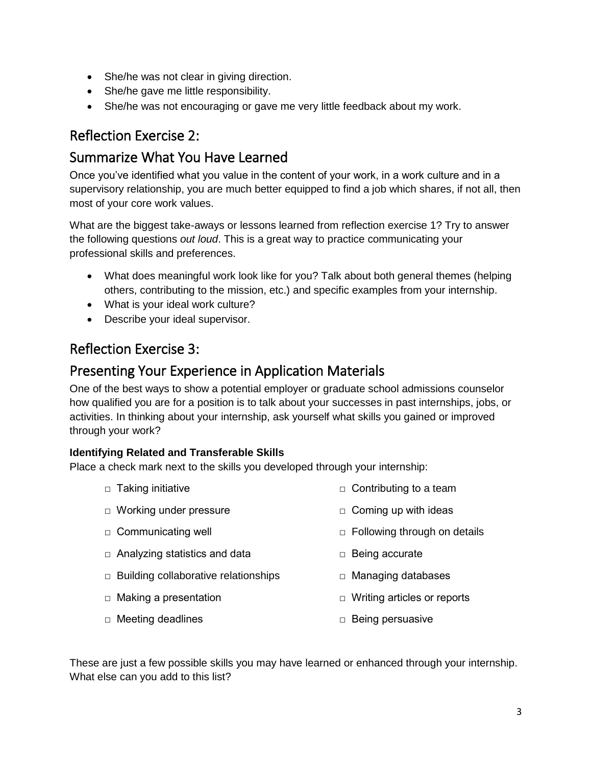- She/he was not clear in giving direction.
- She/he gave me little responsibility.
- She/he was not encouraging or gave me very little feedback about my work.

## Reflection Exercise 2:

## Summarize What You Have Learned

Once you've identified what you value in the content of your work, in a work culture and in a supervisory relationship, you are much better equipped to find a job which shares, if not all, then most of your core work values.

What are the biggest take-aways or lessons learned from reflection exercise 1? Try to answer the following questions *out loud*. This is a great way to practice communicating your professional skills and preferences.

- What does meaningful work look like for you? Talk about both general themes (helping others, contributing to the mission, etc.) and specific examples from your internship.
- What is your ideal work culture?
- Describe your ideal supervisor.

## Reflection Exercise 3:

## Presenting Your Experience in Application Materials

One of the best ways to show a potential employer or graduate school admissions counselor how qualified you are for a position is to talk about your successes in past internships, jobs, or activities. In thinking about your internship, ask yourself what skills you gained or improved through your work?

**Identifying Related and Transferable Skills**

Place a check mark next to the skills you developed through your internship:

- □ Taking initiative
- □ Working under pressure
- □ Communicating well
- □ Analyzing statistics and data
- □ Building collaborative relationships
- □ Making a presentation
- □ Meeting deadlines
- □ Contributing to a team
- □ Coming up with ideas
- □ Following through on details
- □ Being accurate
- □ Managing databases
- □ Writing articles or reports
- □ Being persuasive

These are just a few possible skills you may have learned or enhanced through your internship. What else can you add to this list?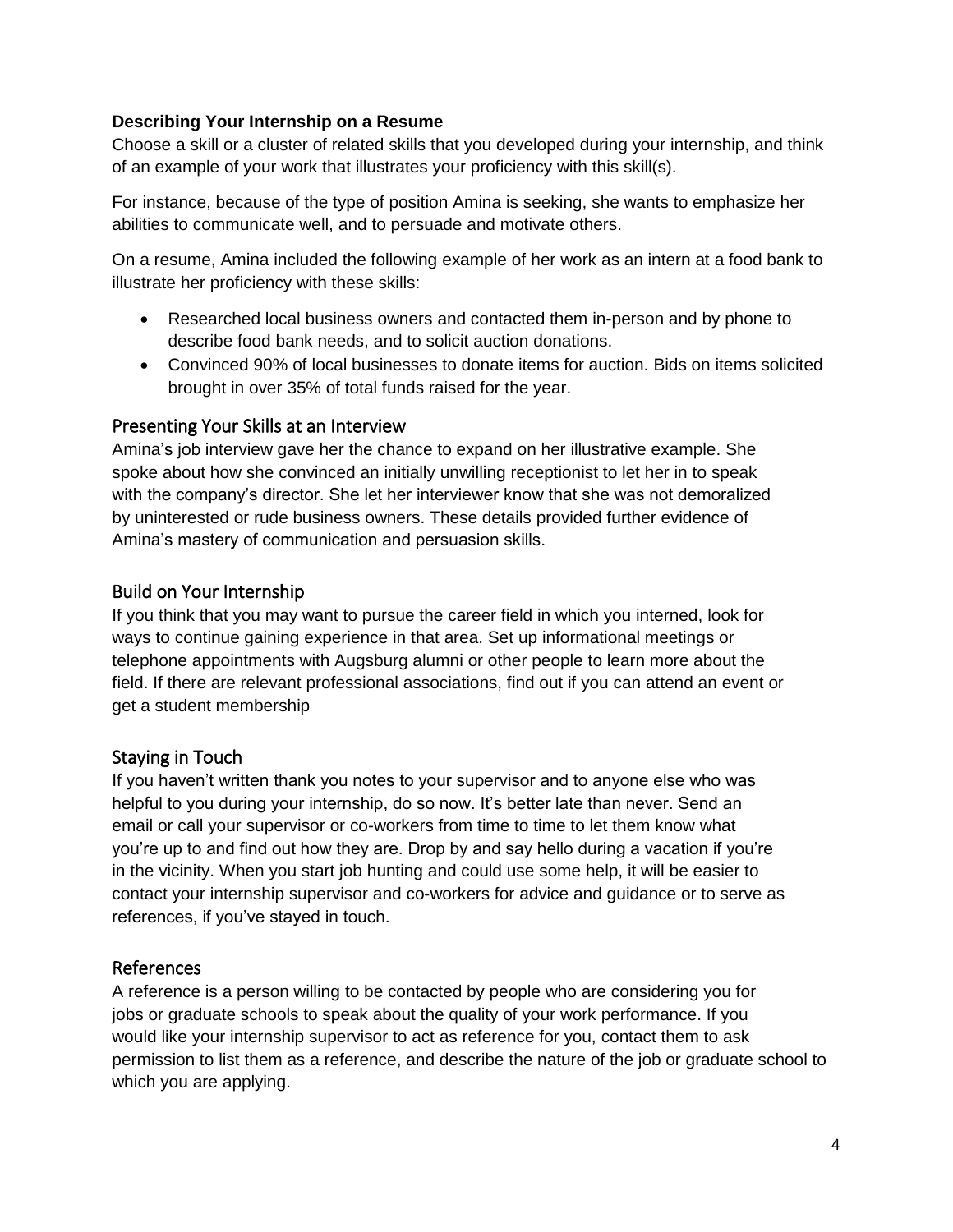**Describing Your Internship on a Resume**

Choose a skill or a cluster of related skills that you developed during your internship, and think of an example of your work that illustrates your proficiency with this skill(s).

For instance, because of the type of position Amina is seeking, she wants to emphasize her abilities to communicate well, and to persuade and motivate others.

On a resume, Amina included the following example of her work as an intern at a food bank to illustrate her proficiency with these skills:

- Researched local business owners and contacted them in-person and by phone to describe food bank needs, and to solicit auction donations.
- Convinced 90% of local businesses to donate items for auction. Bids on items solicited brought in over 35% of total funds raised for the year.

## Presenting Your Skills at an Interview

Amina's job interview gave her the chance to expand on her illustrative example. She spoke about how she convinced an initially unwilling receptionist to let her in to speak with the company's director. She let her interviewer know that she was not demoralized by uninterested or rude business owners. These details provided further evidence of Amina's mastery of communication and persuasion skills.

## Build on Your Internship

If you think that you may want to pursue the career field in which you interned, look for ways to continue gaining experience in that area. Set up informational meetings or telephone appointments with Augsburg alumni or other people to learn more about the field. If there are relevant professional associations, find out if you can attend an event or get a student membership

## Staying in Touch

If you haven't written thank you notes to your supervisor and to anyone else who was helpful to you during your internship, do so now. It's better late than never. Send an email or call your supervisor or co-workers from time to time to let them know what you're up to and find out how they are. Drop by and say hello during a vacation if you're in the vicinity. When you start job hunting and could use some help, it will be easier to contact your internship supervisor and co-workers for advice and guidance or to serve as references, if you've stayed in touch.

## References

A reference is a person willing to be contacted by people who are considering you for jobs or graduate schools to speak about the quality of your work performance. If you would like your internship supervisor to act as reference for you, contact them to ask permission to list them as a reference, and describe the nature of the job or graduate school to which you are applying.